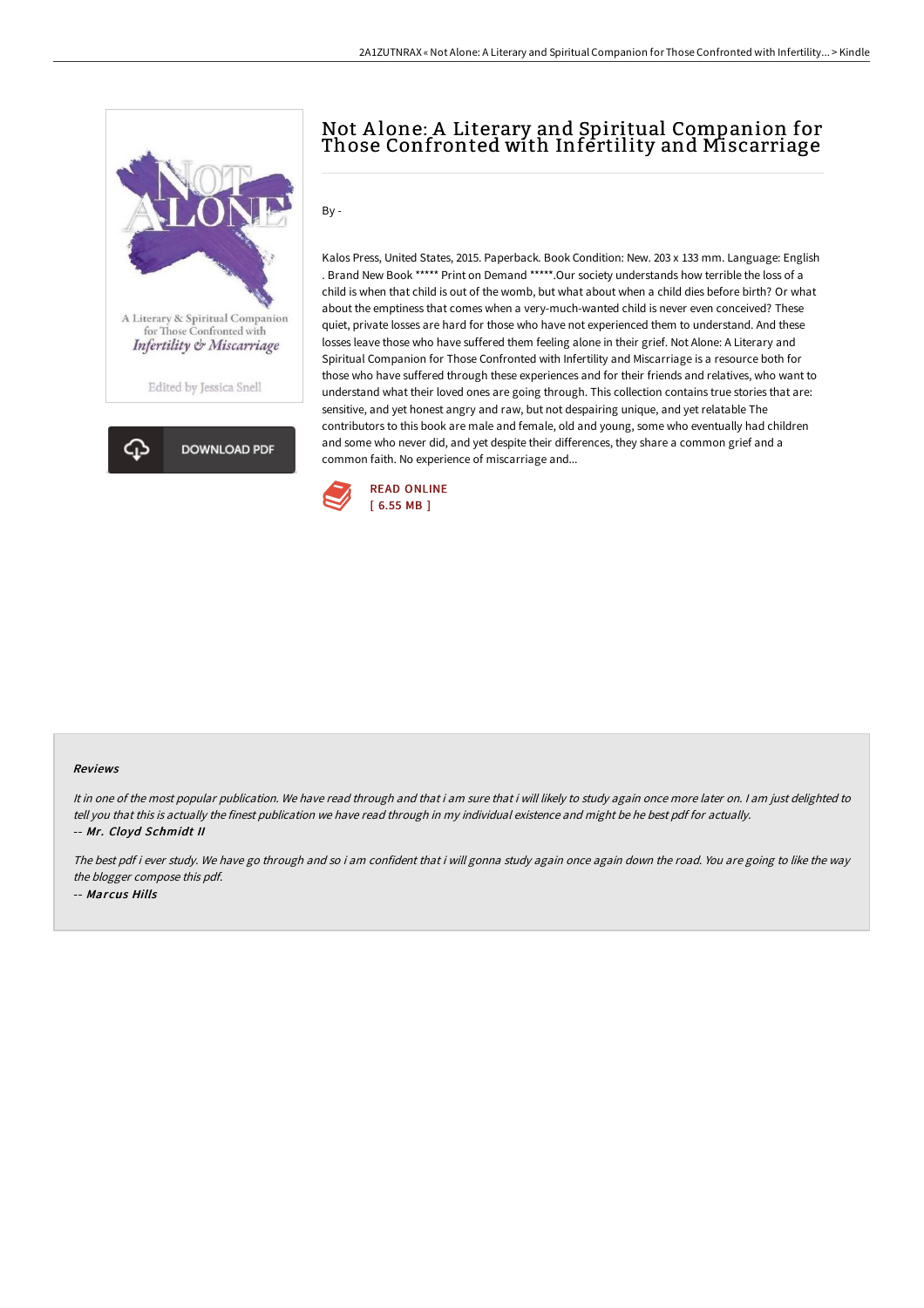# Not Alone: A Literary and Spiritual Companion for Those Confronted with Infertility and Miscarriage

By -

Kalos Press, United States, 2015. Paperback. Book Condition: New. 203 x 133 mm. Language: English . Brand New Book ***** Print on Demand *****.Our society understands how terrible the loss of a child is when that child is out of the womb, but what about when a child dies before birth? Or what about the emptiness that comes when a very-much-wanted child is never even conceived? These quiet, private losses are hard for those who have not experienced them to understand. And these losses leave those who have suffered them feeling alone in their grief. Not Alone: A Literary and Spiritual Companion for Those Confronted with Infertility and Miscarriage is a resource both for those who have suffered through these experiences and for their friends and relatives, who want to understand what their loved ones are going through. This collection contains true stories that are: sensitive, and yet honest angry and raw, but not despairing unique, and yet relatable The contributors to this book are male and female, old and young, some who eventually had children and some who never did, and yet despite their differences, they share a common grief and a common faith. No experience of miscarriage and...

READ ONLINE
[ 6.55 MB ]

DOWNLOAD PDF

### Reviews

*It in one of the most popular publication. We have read through and that i am sure that i will likely to study again once more later on. I am just delighted to tell you that this is actually the finest publication we have read through in my individual existence and might be he best pdf for actually.*
*-- Mr. Cloyd Schmidt II*

*The best pdf i ever study. We have go through and so i am confident that i will gonna study again once again down the road. You are going to like the way the blogger compose this pdf.*
*-- Marcus Hills*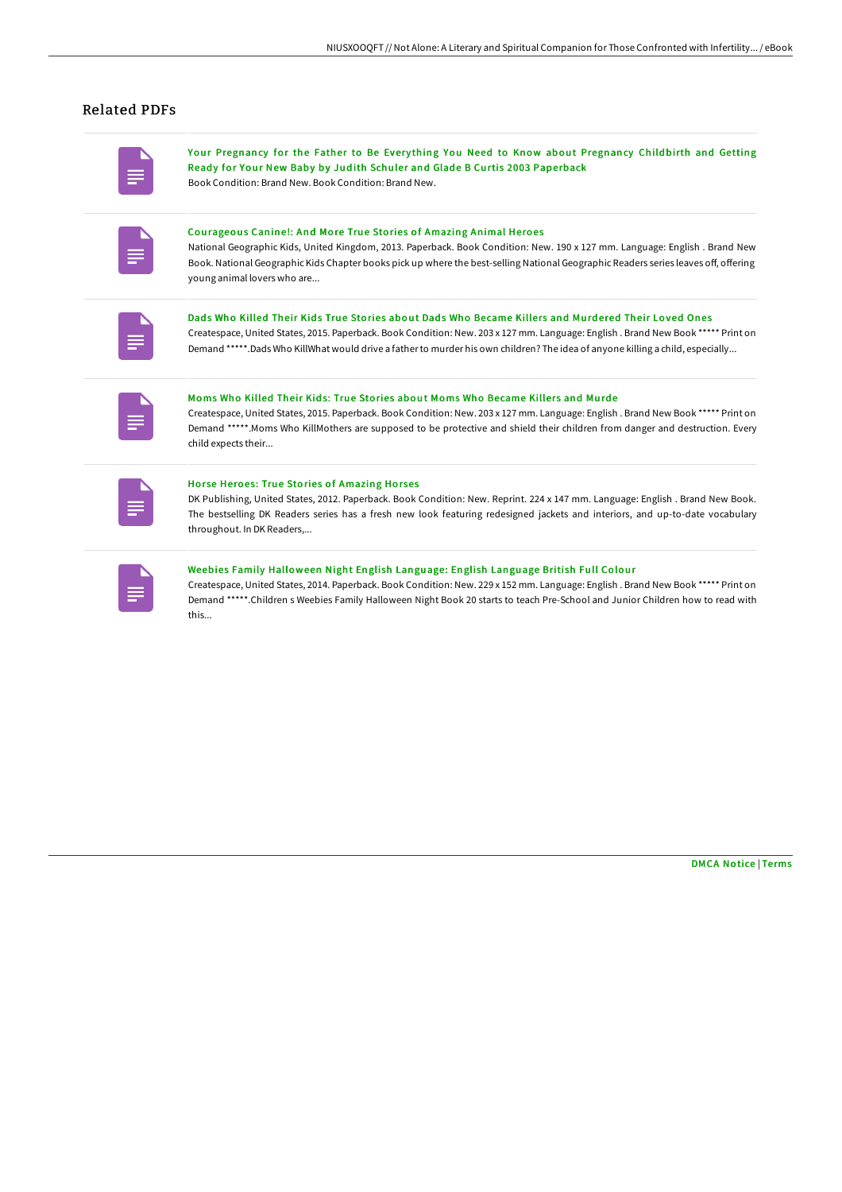## Related PDFs

**Your Pregnancy for the Father to Be Everything You Need to Know about Pregnancy Childbirth and Getting Ready for Your New Baby by Judith Schuler and Glade B Curtis 2003 Paperback**
Book Condition: Brand New. Book Condition: Brand New.

**Courageous Canine!: And More True Stories of Amazing Animal Heroes**
National Geographic Kids, United Kingdom, 2013. Paperback. Book Condition: New. 190 x 127 mm. Language: English . Brand New Book. National Geographic Kids Chapter books pick up where the best-selling National Geographic Readers series leaves off, offering young animal lovers who are...

**Dads Who Killed Their Kids True Stories about Dads Who Became Killers and Murdered Their Loved Ones**
Createspace, United States, 2015. Paperback. Book Condition: New. 203 x 127 mm. Language: English . Brand New Book ***** Print on Demand *****.Dads Who KillWhat would drive a father to murder his own children? The idea of anyone killing a child, especially...

**Moms Who Killed Their Kids: True Stories about Moms Who Became Killers and Murde**
Createspace, United States, 2015. Paperback. Book Condition: New. 203 x 127 mm. Language: English . Brand New Book ***** Print on Demand *****.Moms Who KillMothers are supposed to be protective and shield their children from danger and destruction. Every child expects their...

**Horse Heroes: True Stories of Amazing Horses**
DK Publishing, United States, 2012. Paperback. Book Condition: New. Reprint. 224 x 147 mm. Language: English . Brand New Book. The bestselling DK Readers series has a fresh new look featuring redesigned jackets and interiors, and up-to-date vocabulary throughout. In DK Readers,...

**Weebies Family Halloween Night English Language: English Language British Full Colour**
Createspace, United States, 2014. Paperback. Book Condition: New. 229 x 152 mm. Language: English . Brand New Book ***** Print on Demand *****.Children s Weebies Family Halloween Night Book 20 starts to teach Pre-School and Junior Children how to read with this...